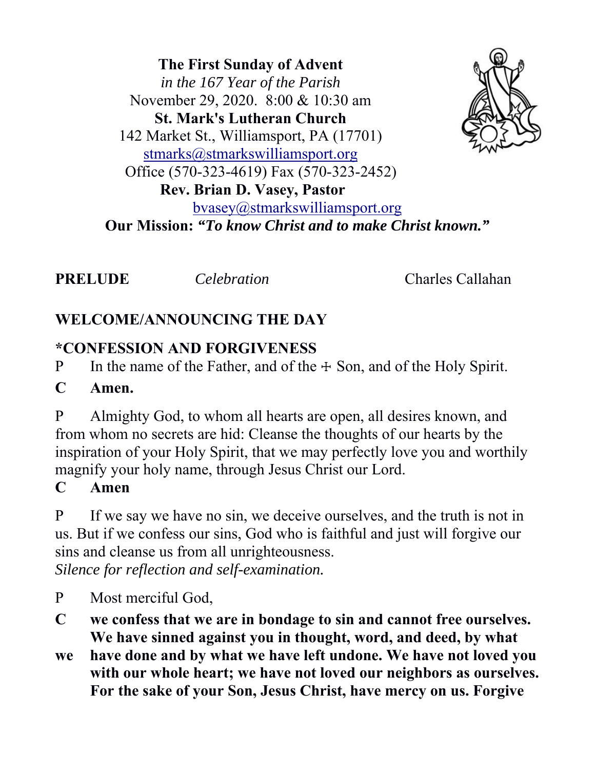**The First Sunday of Advent**
*in the 167 Year of the Parish*
November 29, 2020. 8:00 & 10:30 am
**St. Mark's Lutheran Church**
142 Market St., Williamsport, PA (17701)
stmarks@stmarkswilliamsport.org
Office (570-323-4619) Fax (570-323-2452)
**Rev. Brian D. Vasey, Pastor**
bvasey@stmarkswilliamsport.org
**Our Mission: *"To know Christ and to make Christ known."***

**PRELUDE** *Celebration* Charles Callahan

## WELCOME/ANNOUNCING THE DAY

## *CONFESSION AND FORGIVENESS

P In the name of the Father, and of the ☩ Son, and of the Holy Spirit.

**C Amen.**

P Almighty God, to whom all hearts are open, all desires known, and from whom no secrets are hid: Cleanse the thoughts of our hearts by the inspiration of your Holy Spirit, that we may perfectly love you and worthily magnify your holy name, through Jesus Christ our Lord.

**C Amen**

P If we say we have no sin, we deceive ourselves, and the truth is not in us. But if we confess our sins, God who is faithful and just will forgive our sins and cleanse us from all unrighteousness.
*Silence for reflection and self-examination.*

P Most merciful God,

**C we confess that we are in bondage to sin and cannot free ourselves. We have sinned against you in thought, word, and deed, by what we have done and by what we have left undone. We have not loved you with our whole heart; we have not loved our neighbors as ourselves. For the sake of your Son, Jesus Christ, have mercy on us. Forgive**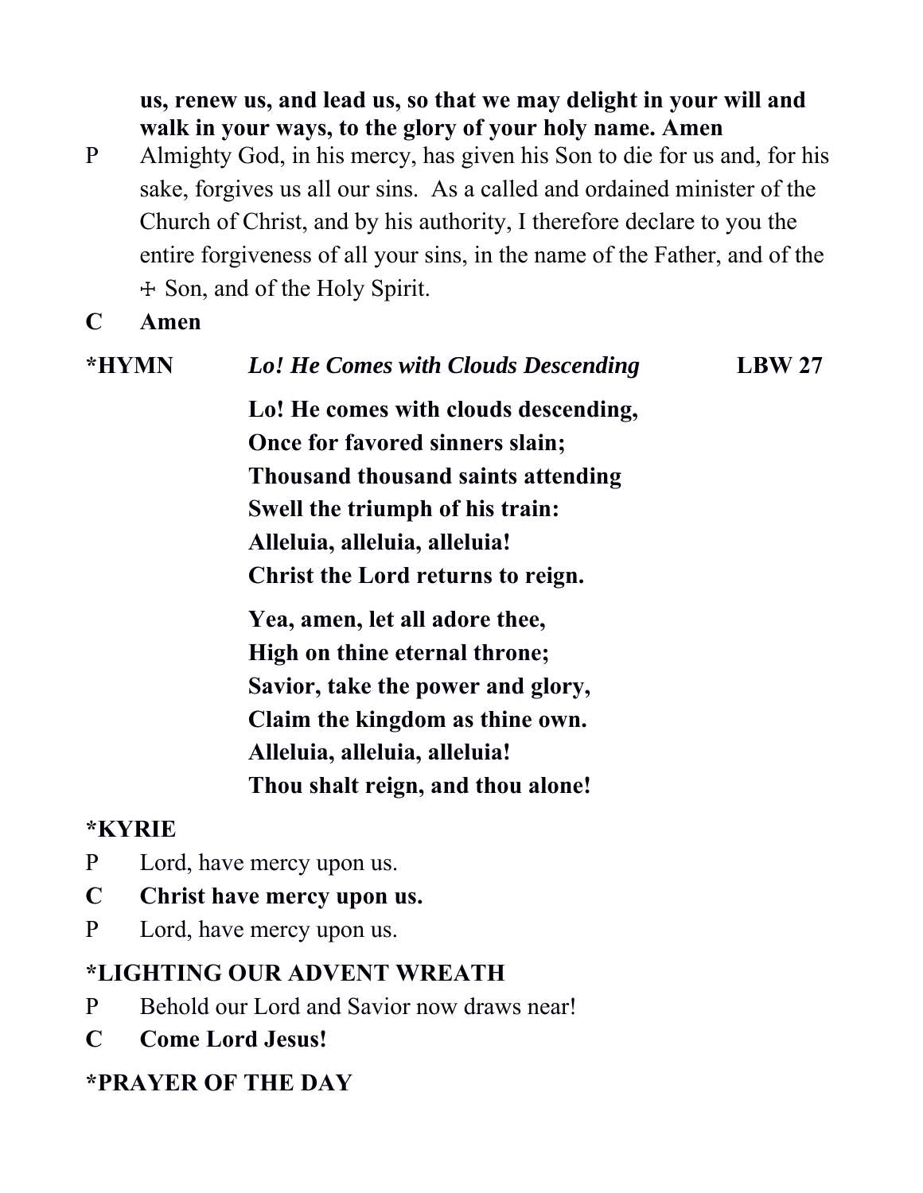**us, renew us, and lead us, so that we may delight in your will and walk in your ways, to the glory of your holy name. Amen**

P Almighty God, in his mercy, has given his Son to die for us and, for his sake, forgives us all our sins. As a called and ordained minister of the Church of Christ, and by his authority, I therefore declare to you the entire forgiveness of all your sins, in the name of the Father, and of the ☩ Son, and of the Holy Spirit.

**C Amen**

**\*HYMN** ***Lo! He Comes with Clouds Descending*** **LBW 27**

**Lo! He comes with clouds descending,**
**Once for favored sinners slain;**
**Thousand thousand saints attending**
**Swell the triumph of his train:**
**Alleluia, alleluia, alleluia!**
**Christ the Lord returns to reign.**

**Yea, amen, let all adore thee,**
**High on thine eternal throne;**
**Savior, take the power and glory,**
**Claim the kingdom as thine own.**
**Alleluia, alleluia, alleluia!**
**Thou shalt reign, and thou alone!**

## *KYRIE

P Lord, have mercy upon us.

**C Christ have mercy upon us.**

P Lord, have mercy upon us.

## *LIGHTING OUR ADVENT WREATH

P Behold our Lord and Savior now draws near!

**C Come Lord Jesus!**

## *PRAYER OF THE DAY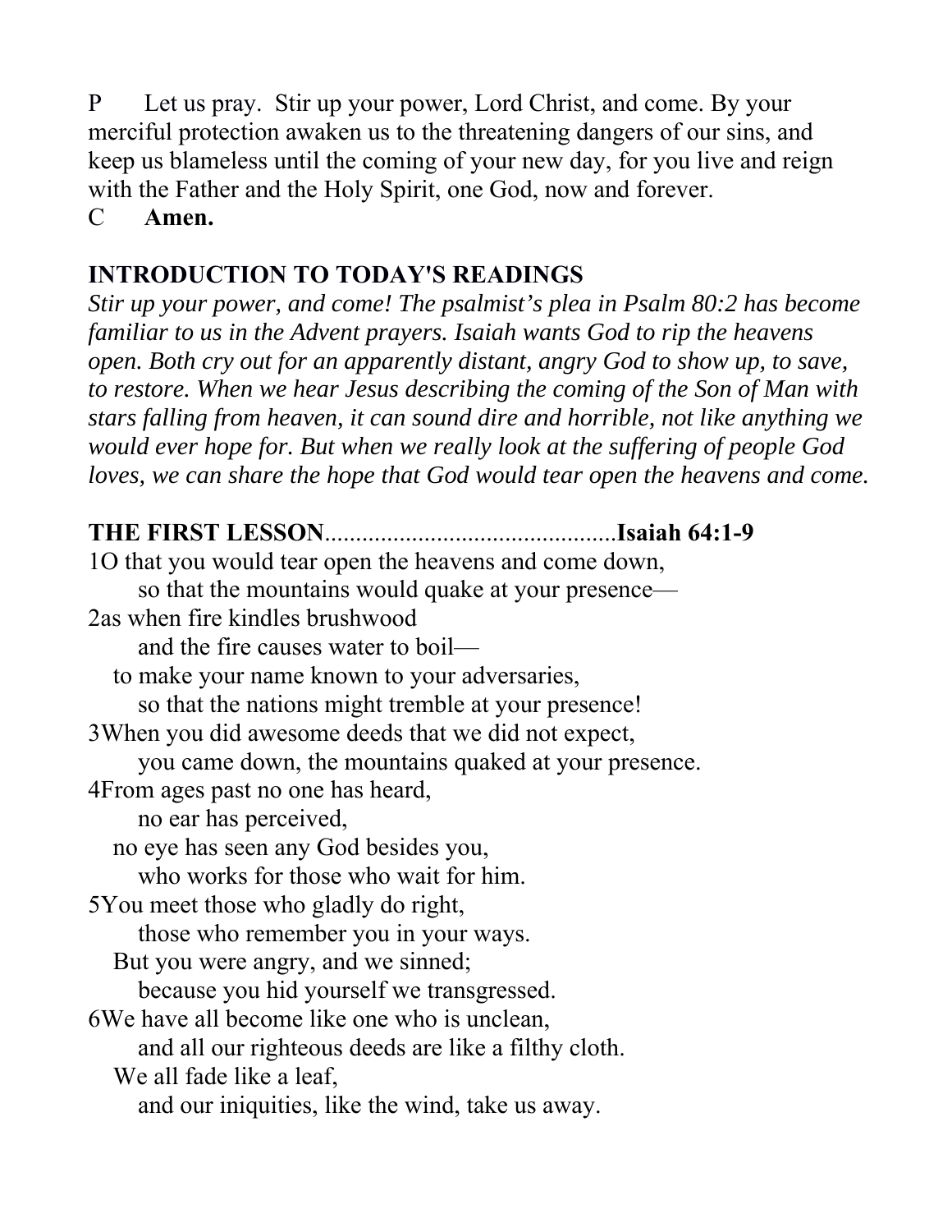P Let us pray. Stir up your power, Lord Christ, and come. By your merciful protection awaken us to the threatening dangers of our sins, and keep us blameless until the coming of your new day, for you live and reign with the Father and the Holy Spirit, one God, now and forever.

C **Amen.**

## INTRODUCTION TO TODAY'S READINGS

*Stir up your power, and come! The psalmist's plea in Psalm 80:2 has become familiar to us in the Advent prayers. Isaiah wants God to rip the heavens open. Both cry out for an apparently distant, angry God to show up, to save, to restore. When we hear Jesus describing the coming of the Son of Man with stars falling from heaven, it can sound dire and horrible, not like anything we would ever hope for. But when we really look at the suffering of people God loves, we can share the hope that God would tear open the heavens and come.*

## THE FIRST LESSON...............................................Isaiah 64:1-9

1O that you would tear open the heavens and come down,
so that the mountains would quake at your presence—
2as when fire kindles brushwood
and the fire causes water to boil—
to make your name known to your adversaries,
so that the nations might tremble at your presence!
3When you did awesome deeds that we did not expect,
you came down, the mountains quaked at your presence.
4From ages past no one has heard,
no ear has perceived,
no eye has seen any God besides you,
who works for those who wait for him.
5You meet those who gladly do right,
those who remember you in your ways.
But you were angry, and we sinned;
because you hid yourself we transgressed.
6We have all become like one who is unclean,
and all our righteous deeds are like a filthy cloth.
We all fade like a leaf,
and our iniquities, like the wind, take us away.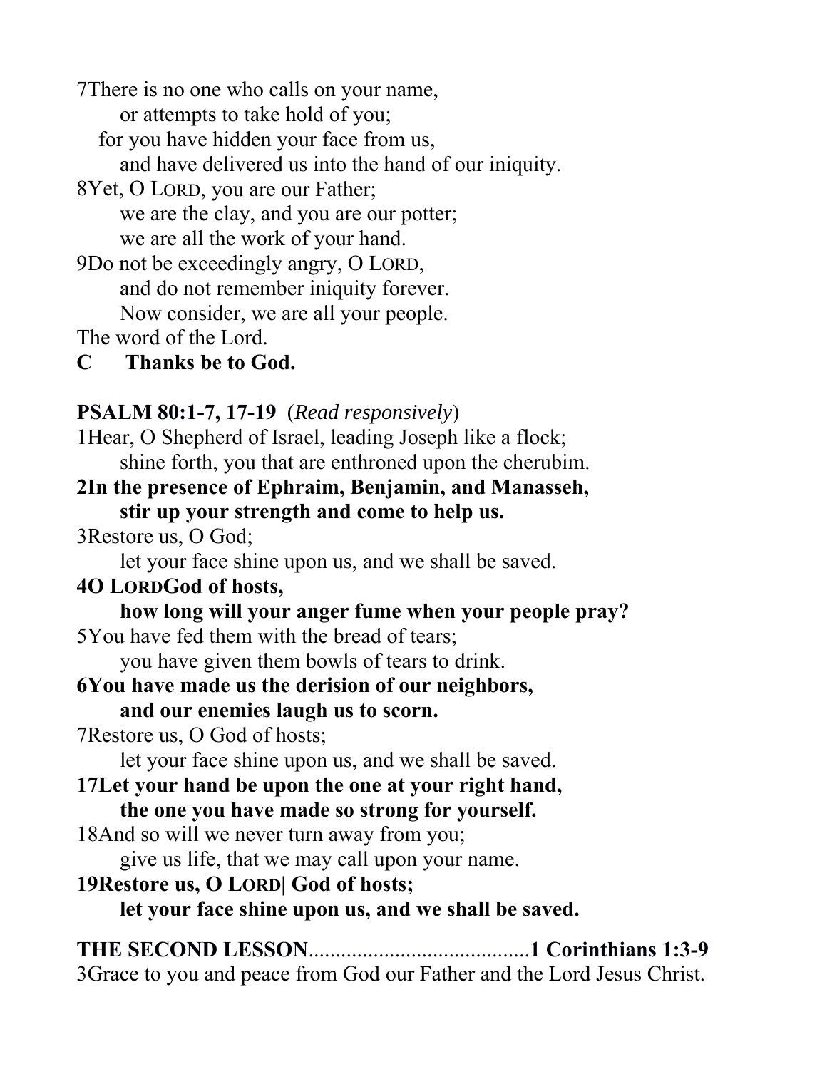7There is no one who calls on your name,
  or attempts to take hold of you;
 for you have hidden your face from us,
  and have delivered us into the hand of our iniquity.
8Yet, O LORD, you are our Father;
  we are the clay, and you are our potter;
  we are all the work of your hand.
9Do not be exceedingly angry, O LORD,
  and do not remember iniquity forever.
  Now consider, we are all your people.
The word of the Lord.
**C  Thanks be to God.**

**PSALM 80:1-7, 17-19** (*Read responsively*)
1Hear, O Shepherd of Israel, leading Joseph like a flock;
  shine forth, you that are enthroned upon the cherubim.
**2In the presence of Ephraim, Benjamin, and Manasseh,**
  **stir up your strength and come to help us.**
3Restore us, O God;
  let your face shine upon us, and we shall be saved.
**4O LORDGod of hosts,**
  **how long will your anger fume when your people pray?**
5You have fed them with the bread of tears;
  you have given them bowls of tears to drink.
**6You have made us the derision of our neighbors,**
  **and our enemies laugh us to scorn.**
7Restore us, O God of hosts;
  let your face shine upon us, and we shall be saved.
**17Let your hand be upon the one at your right hand,**
  **the one you have made so strong for yourself.**
18And so will we never turn away from you;
  give us life, that we may call upon your name.
**19Restore us, O LORD| God of hosts;**
  **let your face shine upon us, and we shall be saved.**

**THE SECOND LESSON**.........................................**1 Corinthians 1:3-9**
3Grace to you and peace from God our Father and the Lord Jesus Christ.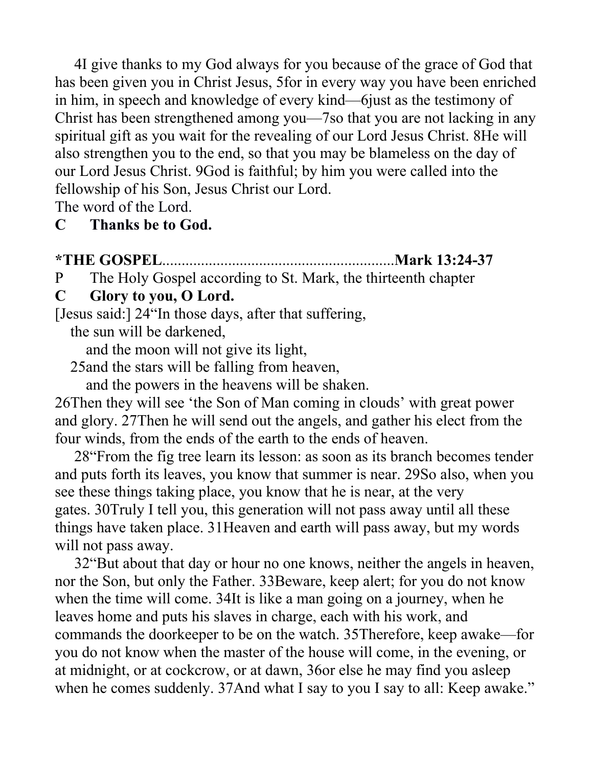4I give thanks to my God always for you because of the grace of God that has been given you in Christ Jesus, 5for in every way you have been enriched in him, in speech and knowledge of every kind—6just as the testimony of Christ has been strengthened among you—7so that you are not lacking in any spiritual gift as you wait for the revealing of our Lord Jesus Christ. 8He will also strengthen you to the end, so that you may be blameless on the day of our Lord Jesus Christ. 9God is faithful; by him you were called into the fellowship of his Son, Jesus Christ our Lord.
The word of the Lord.

**C Thanks be to God.**

**\*THE GOSPEL**............................................................**Mark 13:24-37**

P The Holy Gospel according to St. Mark, the thirteenth chapter

**C Glory to you, O Lord.**

[Jesus said:] 24"In those days, after that suffering,
the sun will be darkened,
and the moon will not give its light,
25and the stars will be falling from heaven,
and the powers in the heavens will be shaken.

26Then they will see 'the Son of Man coming in clouds' with great power and glory. 27Then he will send out the angels, and gather his elect from the four winds, from the ends of the earth to the ends of heaven.

28"From the fig tree learn its lesson: as soon as its branch becomes tender and puts forth its leaves, you know that summer is near. 29So also, when you see these things taking place, you know that he is near, at the very gates. 30Truly I tell you, this generation will not pass away until all these things have taken place. 31Heaven and earth will pass away, but my words will not pass away.

32"But about that day or hour no one knows, neither the angels in heaven, nor the Son, but only the Father. 33Beware, keep alert; for you do not know when the time will come. 34It is like a man going on a journey, when he leaves home and puts his slaves in charge, each with his work, and commands the doorkeeper to be on the watch. 35Therefore, keep awake—for you do not know when the master of the house will come, in the evening, or at midnight, or at cockcrow, or at dawn, 36or else he may find you asleep when he comes suddenly. 37And what I say to you I say to all: Keep awake."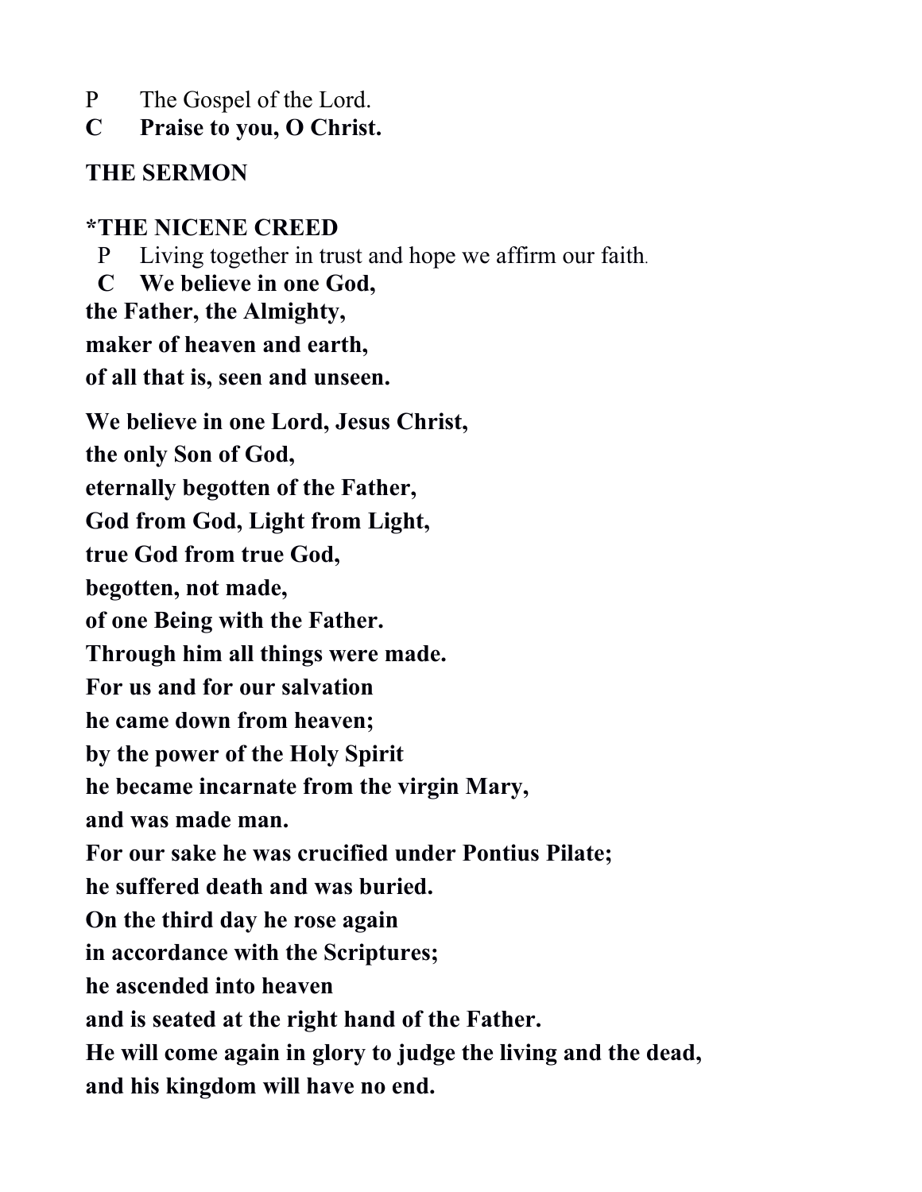P The Gospel of the Lord.

**C Praise to you, O Christ.**

**THE SERMON**

***THE NICENE CREED**

P Living together in trust and hope we affirm our faith.

**C We believe in one God,**
**the Father, the Almighty,**
**maker of heaven and earth,**
**of all that is, seen and unseen.**

**We believe in one Lord, Jesus Christ,**
**the only Son of God,**
**eternally begotten of the Father,**
**God from God, Light from Light,**
**true God from true God,**
**begotten, not made,**
**of one Being with the Father.**
**Through him all things were made.**
**For us and for our salvation**
**he came down from heaven;**
**by the power of the Holy Spirit**
**he became incarnate from the virgin Mary,**
**and was made man.**
**For our sake he was crucified under Pontius Pilate;**
**he suffered death and was buried.**
**On the third day he rose again**
**in accordance with the Scriptures;**
**he ascended into heaven**
**and is seated at the right hand of the Father.**
**He will come again in glory to judge the living and the dead,**
**and his kingdom will have no end.**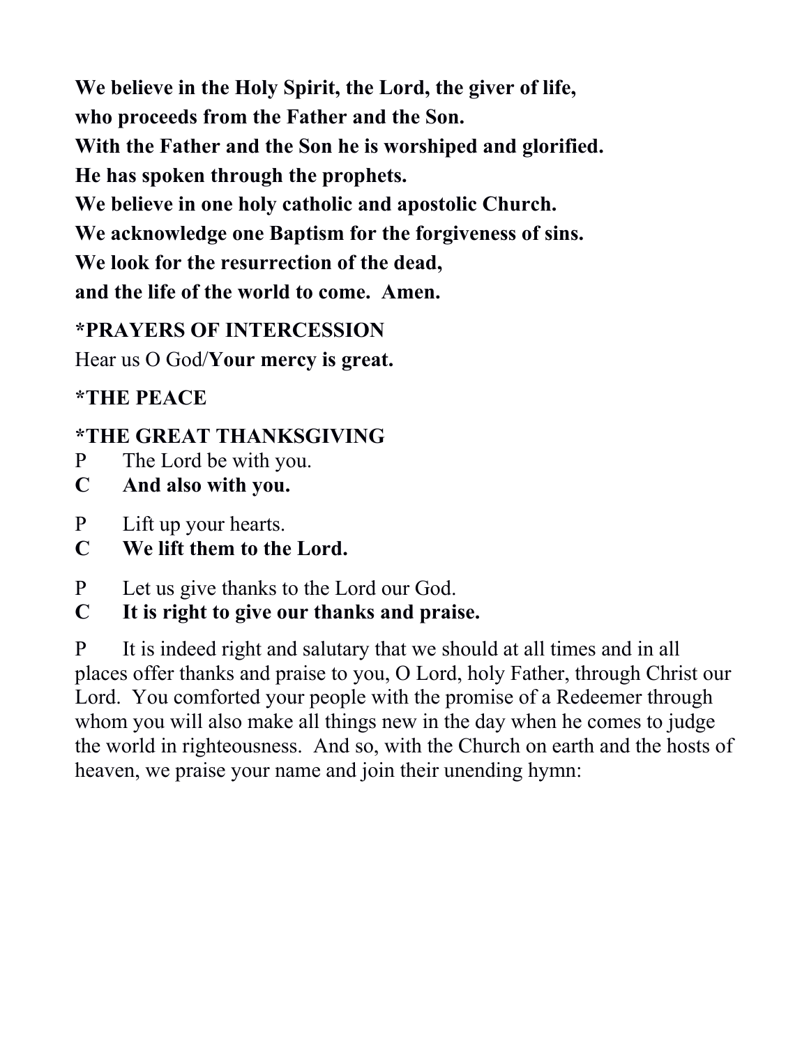**We believe in the Holy Spirit, the Lord, the giver of life,**
**who proceeds from the Father and the Son.**
**With the Father and the Son he is worshiped and glorified.**
**He has spoken through the prophets.**
**We believe in one holy catholic and apostolic Church.**
**We acknowledge one Baptism for the forgiveness of sins.**
**We look for the resurrection of the dead,**
**and the life of the world to come. Amen.**

**\*PRAYERS OF INTERCESSION**

Hear us O God/**Your mercy is great.**

**\*THE PEACE**

**\*THE GREAT THANKSGIVING**

P The Lord be with you.
**C And also with you.**

P Lift up your hearts.
**C We lift them to the Lord.**

P Let us give thanks to the Lord our God.
**C It is right to give our thanks and praise.**

P It is indeed right and salutary that we should at all times and in all places offer thanks and praise to you, O Lord, holy Father, through Christ our Lord. You comforted your people with the promise of a Redeemer through whom you will also make all things new in the day when he comes to judge the world in righteousness. And so, with the Church on earth and the hosts of heaven, we praise your name and join their unending hymn: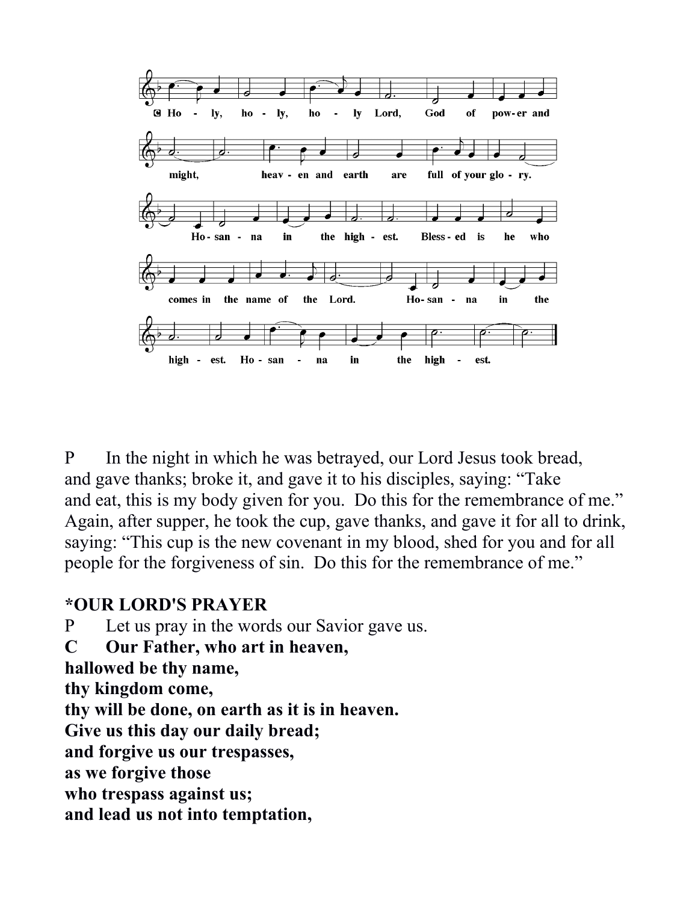C Holy, holy, holy Lord, God of power and might, heaven and earth are full of your glory. Hosanna in the highest. Blessed is he who comes in the name of the Lord. Hosanna in the highest. Hosanna in the highest.

P In the night in which he was betrayed, our Lord Jesus took bread, and gave thanks; broke it, and gave it to his disciples, saying: "Take and eat, this is my body given for you. Do this for the remembrance of me." Again, after supper, he took the cup, gave thanks, and gave it for all to drink, saying: "This cup is the new covenant in my blood, shed for you and for all people for the forgiveness of sin. Do this for the remembrance of me."

**\*OUR LORD'S PRAYER**

P Let us pray in the words our Savior gave us.

**C Our Father, who art in heaven,**
**hallowed be thy name,**
**thy kingdom come,**
**thy will be done, on earth as it is in heaven.**
**Give us this day our daily bread;**
**and forgive us our trespasses,**
**as we forgive those**
**who trespass against us;**
**and lead us not into temptation,**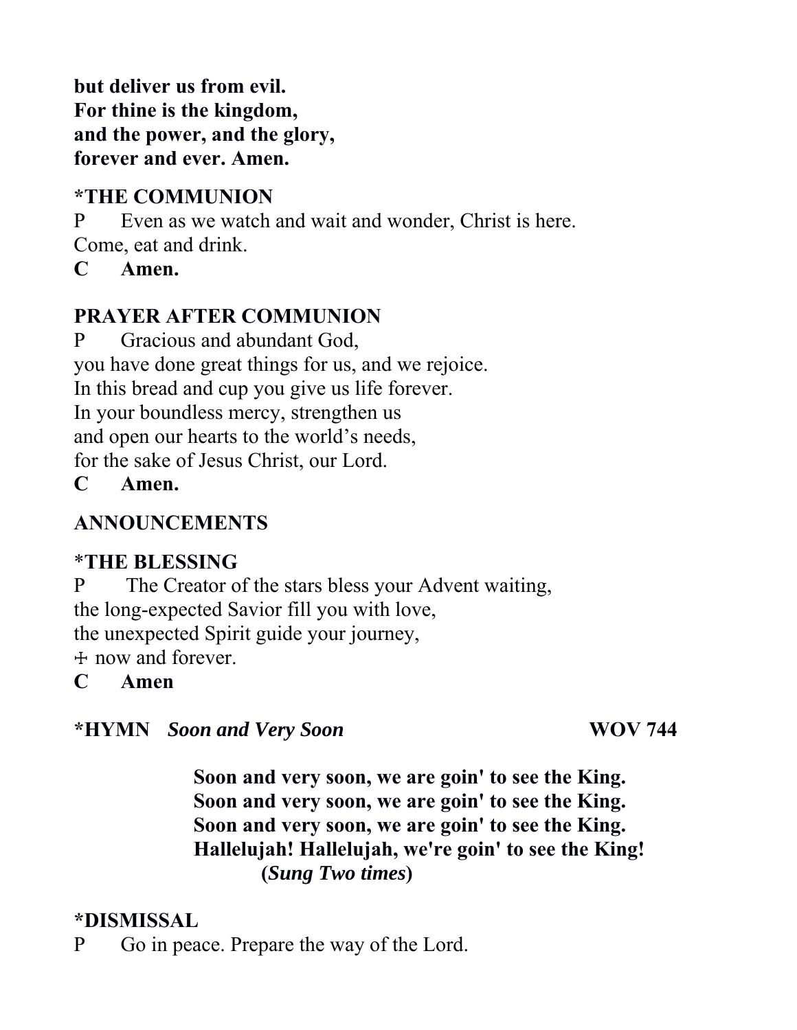**but deliver us from evil.**
**For thine is the kingdom,**
**and the power, and the glory,**
**forever and ever. Amen.**

## *THE COMMUNION

P Even as we watch and wait and wonder, Christ is here.
Come, eat and drink.

**C Amen.**

## PRAYER AFTER COMMUNION

P Gracious and abundant God,
you have done great things for us, and we rejoice.
In this bread and cup you give us life forever.
In your boundless mercy, strengthen us
and open our hearts to the world's needs,
for the sake of Jesus Christ, our Lord.

**C Amen.**

## ANNOUNCEMENTS

## *THE BLESSING

P The Creator of the stars bless your Advent waiting,
the long-expected Savior fill you with love,
the unexpected Spirit guide your journey,
☩ now and forever.

**C Amen**

## *HYMN *Soon and Very Soon* WOV 744

**Soon and very soon, we are goin' to see the King.**
**Soon and very soon, we are goin' to see the King.**
**Soon and very soon, we are goin' to see the King.**
**Hallelujah! Hallelujah, we're goin' to see the King!**
**(*Sung Two times*)**

## *DISMISSAL

P Go in peace. Prepare the way of the Lord.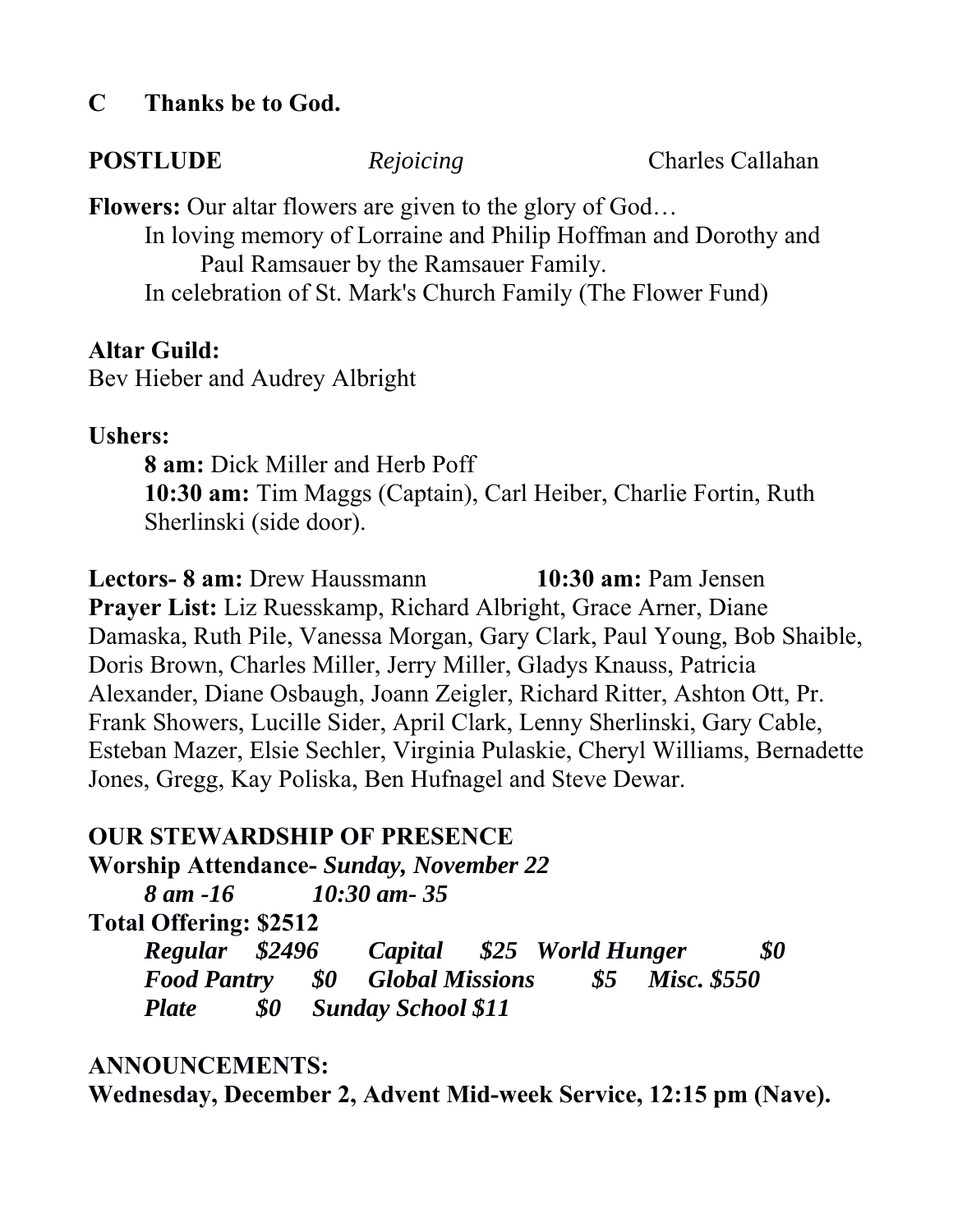**C Thanks be to God.**

**POSTLUDE** *Rejoicing* Charles Callahan

**Flowers:** Our altar flowers are given to the glory of God…
In loving memory of Lorraine and Philip Hoffman and Dorothy and Paul Ramsauer by the Ramsauer Family.
In celebration of St. Mark's Church Family (The Flower Fund)

**Altar Guild:**
Bev Hieber and Audrey Albright

**Ushers:**
**8 am:** Dick Miller and Herb Poff
**10:30 am:** Tim Maggs (Captain), Carl Heiber, Charlie Fortin, Ruth Sherlinski (side door).

**Lectors- 8 am:** Drew Haussmann **10:30 am:** Pam Jensen
**Prayer List:** Liz Ruesskamp, Richard Albright, Grace Arner, Diane Damaska, Ruth Pile, Vanessa Morgan, Gary Clark, Paul Young, Bob Shaible, Doris Brown, Charles Miller, Jerry Miller, Gladys Knauss, Patricia Alexander, Diane Osbaugh, Joann Zeigler, Richard Ritter, Ashton Ott, Pr. Frank Showers, Lucille Sider, April Clark, Lenny Sherlinski, Gary Cable, Esteban Mazer, Elsie Sechler, Virginia Pulaskie, Cheryl Williams, Bernadette Jones, Gregg, Kay Poliska, Ben Hufnagel and Steve Dewar.

**OUR STEWARDSHIP OF PRESENCE**
**Worship Attendance-** ***Sunday, November 22***
***8 am -16 10:30 am- 35***
**Total Offering: $2512**
***Regular $2496 Capital $25 World Hunger $0***
***Food Pantry $0 Global Missions $5 Misc. $550***
***Plate $0 Sunday School $11***

**ANNOUNCEMENTS:**
**Wednesday, December 2, Advent Mid-week Service, 12:15 pm (Nave).**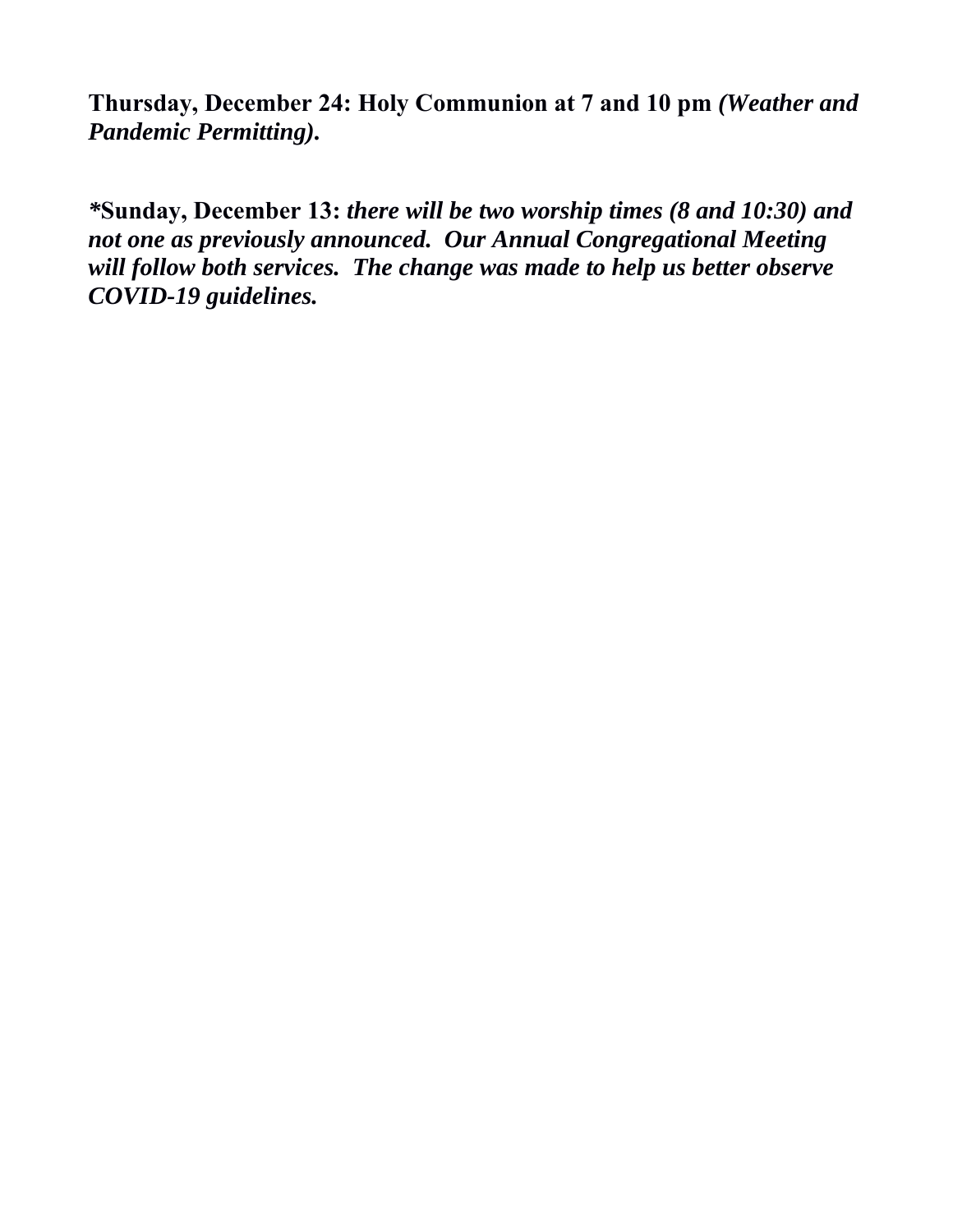**Thursday, December 24: Holy Communion at 7 and 10 pm** ***(Weather and Pandemic Permitting).***

***\*Sunday, December 13:** there will be two worship times (8 and 10:30) and not one as previously announced.  Our Annual Congregational Meeting will follow both services.  The change was made to help us better observe COVID-19 guidelines.*